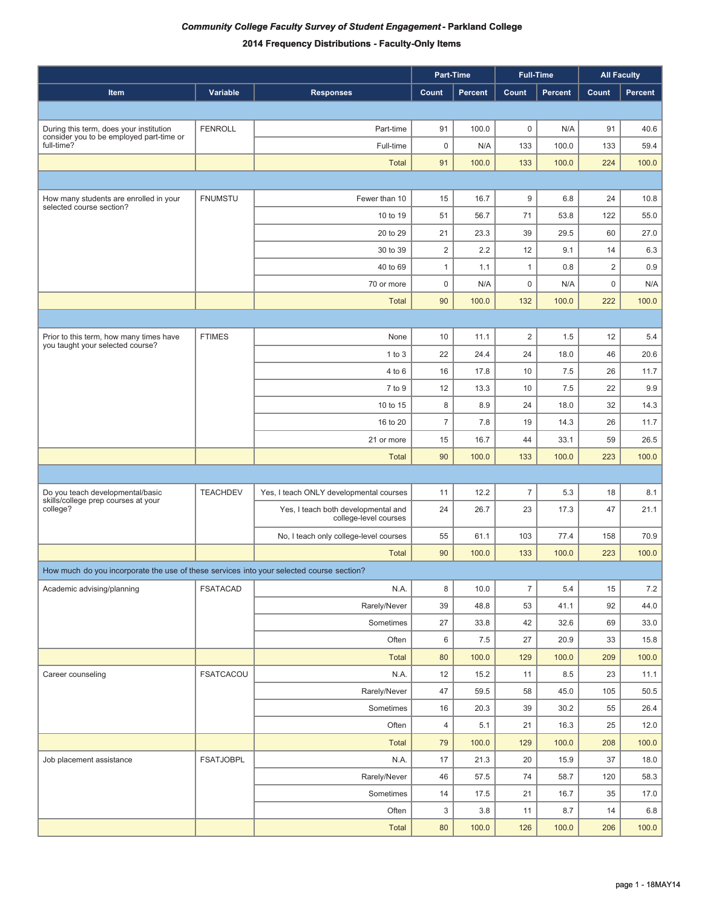***Community College Faculty Survey of Student Engagement* - Parkland College**

**2014 Frequency Distributions - Faculty-Only Items**

| Item | Variable | Responses | Part-Time | | Full-Time | | All Faculty | |
|---|---|---|---|---|---|---|---|---|
| | | | Count | Percent | Count | Percent | Count | Percent |
| During this term, does your institution consider you to be employed part-time or full-time? | FENROLL | Part-time | 91 | 100.0 | 0 | N/A | 91 | 40.6 |
| | | Full-time | 0 | N/A | 133 | 100.0 | 133 | 59.4 |
| | | Total | 91 | 100.0 | 133 | 100.0 | 224 | 100.0 |
| How many students are enrolled in your selected course section? | FNUMSTU | Fewer than 10 | 15 | 16.7 | 9 | 6.8 | 24 | 10.8 |
| | | 10 to 19 | 51 | 56.7 | 71 | 53.8 | 122 | 55.0 |
| | | 20 to 29 | 21 | 23.3 | 39 | 29.5 | 60 | 27.0 |
| | | 30 to 39 | 2 | 2.2 | 12 | 9.1 | 14 | 6.3 |
| | | 40 to 69 | 1 | 1.1 | 1 | 0.8 | 2 | 0.9 |
| | | 70 or more | 0 | N/A | 0 | N/A | 0 | N/A |
| | | Total | 90 | 100.0 | 132 | 100.0 | 222 | 100.0 |
| Prior to this term, how many times have you taught your selected course? | FTIMES | None | 10 | 11.1 | 2 | 1.5 | 12 | 5.4 |
| | | 1 to 3 | 22 | 24.4 | 24 | 18.0 | 46 | 20.6 |
| | | 4 to 6 | 16 | 17.8 | 10 | 7.5 | 26 | 11.7 |
| | | 7 to 9 | 12 | 13.3 | 10 | 7.5 | 22 | 9.9 |
| | | 10 to 15 | 8 | 8.9 | 24 | 18.0 | 32 | 14.3 |
| | | 16 to 20 | 7 | 7.8 | 19 | 14.3 | 26 | 11.7 |
| | | 21 or more | 15 | 16.7 | 44 | 33.1 | 59 | 26.5 |
| | | Total | 90 | 100.0 | 133 | 100.0 | 223 | 100.0 |
| Do you teach developmental/basic skills/college prep courses at your college? | TEACHDEV | Yes, I teach ONLY developmental courses | 11 | 12.2 | 7 | 5.3 | 18 | 8.1 |
| | | Yes, I teach both developmental and college-level courses | 24 | 26.7 | 23 | 17.3 | 47 | 21.1 |
| | | No, I teach only college-level courses | 55 | 61.1 | 103 | 77.4 | 158 | 70.9 |
| | | Total | 90 | 100.0 | 133 | 100.0 | 223 | 100.0 |
| How much do you incorporate the use of these services into your selected course section? | | | | | | | | |
| Academic advising/planning | FSATACAD | N.A. | 8 | 10.0 | 7 | 5.4 | 15 | 7.2 |
| | | Rarely/Never | 39 | 48.8 | 53 | 41.1 | 92 | 44.0 |
| | | Sometimes | 27 | 33.8 | 42 | 32.6 | 69 | 33.0 |
| | | Often | 6 | 7.5 | 27 | 20.9 | 33 | 15.8 |
| | | Total | 80 | 100.0 | 129 | 100.0 | 209 | 100.0 |
| Career counseling | FSATCACOU | N.A. | 12 | 15.2 | 11 | 8.5 | 23 | 11.1 |
| | | Rarely/Never | 47 | 59.5 | 58 | 45.0 | 105 | 50.5 |
| | | Sometimes | 16 | 20.3 | 39 | 30.2 | 55 | 26.4 |
| | | Often | 4 | 5.1 | 21 | 16.3 | 25 | 12.0 |
| | | Total | 79 | 100.0 | 129 | 100.0 | 208 | 100.0 |
| Job placement assistance | FSATJOBPL | N.A. | 17 | 21.3 | 20 | 15.9 | 37 | 18.0 |
| | | Rarely/Never | 46 | 57.5 | 74 | 58.7 | 120 | 58.3 |
| | | Sometimes | 14 | 17.5 | 21 | 16.7 | 35 | 17.0 |
| | | Often | 3 | 3.8 | 11 | 8.7 | 14 | 6.8 |
| | | Total | 80 | 100.0 | 126 | 100.0 | 206 | 100.0 |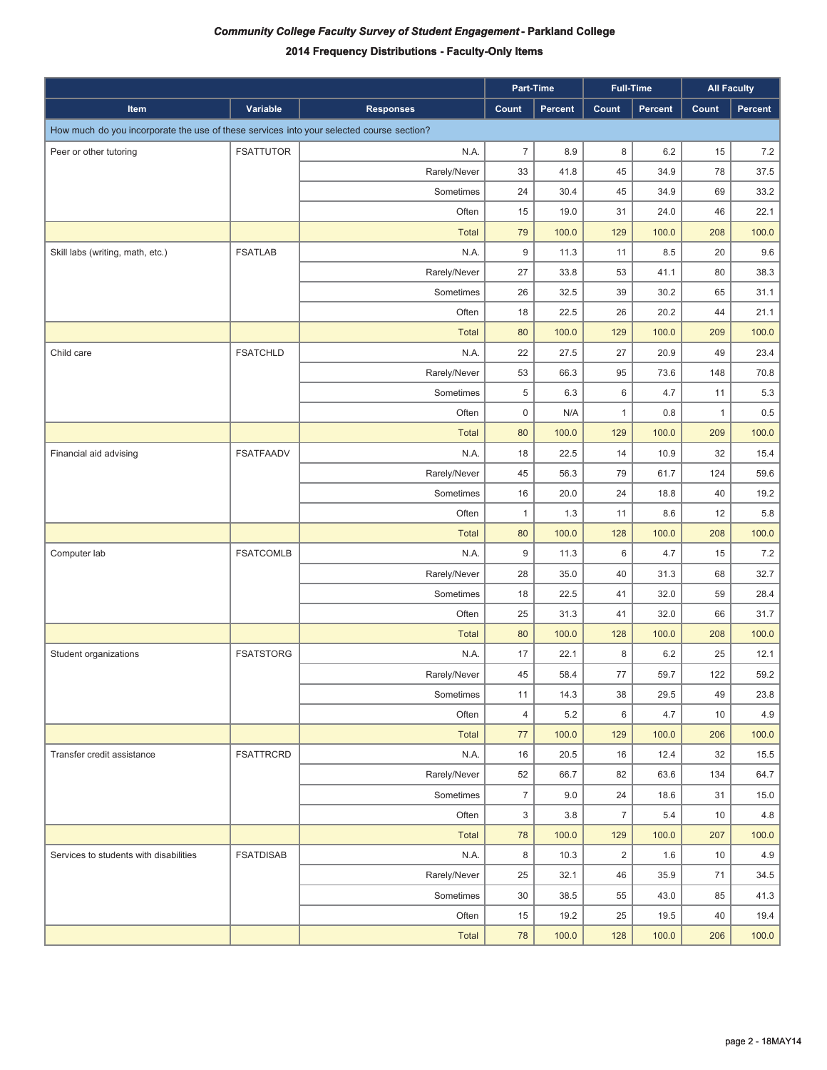***Community College Faculty Survey of Student Engagement* - Parkland College**

**2014 Frequency Distributions - Faculty-Only Items**

| | | | Part-Time | | Full-Time | | All Faculty | |
|---|---|---|---|---|---|---|---|---|
| **Item** | **Variable** | **Responses** | **Count** | **Percent** | **Count** | **Percent** | **Count** | **Percent** |
| How much do you incorporate the use of these services into your selected course section? | | | | | | | | |
| Peer or other tutoring | FSATTUTOR | N.A. | 7 | 8.9 | 8 | 6.2 | 15 | 7.2 |
| | | Rarely/Never | 33 | 41.8 | 45 | 34.9 | 78 | 37.5 |
| | | Sometimes | 24 | 30.4 | 45 | 34.9 | 69 | 33.2 |
| | | Often | 15 | 19.0 | 31 | 24.0 | 46 | 22.1 |
| | | Total | 79 | 100.0 | 129 | 100.0 | 208 | 100.0 |
| Skill labs (writing, math, etc.) | FSATLAB | N.A. | 9 | 11.3 | 11 | 8.5 | 20 | 9.6 |
| | | Rarely/Never | 27 | 33.8 | 53 | 41.1 | 80 | 38.3 |
| | | Sometimes | 26 | 32.5 | 39 | 30.2 | 65 | 31.1 |
| | | Often | 18 | 22.5 | 26 | 20.2 | 44 | 21.1 |
| | | Total | 80 | 100.0 | 129 | 100.0 | 209 | 100.0 |
| Child care | FSATCHLD | N.A. | 22 | 27.5 | 27 | 20.9 | 49 | 23.4 |
| | | Rarely/Never | 53 | 66.3 | 95 | 73.6 | 148 | 70.8 |
| | | Sometimes | 5 | 6.3 | 6 | 4.7 | 11 | 5.3 |
| | | Often | 0 | N/A | 1 | 0.8 | 1 | 0.5 |
| | | Total | 80 | 100.0 | 129 | 100.0 | 209 | 100.0 |
| Financial aid advising | FSATFAADV | N.A. | 18 | 22.5 | 14 | 10.9 | 32 | 15.4 |
| | | Rarely/Never | 45 | 56.3 | 79 | 61.7 | 124 | 59.6 |
| | | Sometimes | 16 | 20.0 | 24 | 18.8 | 40 | 19.2 |
| | | Often | 1 | 1.3 | 11 | 8.6 | 12 | 5.8 |
| | | Total | 80 | 100.0 | 128 | 100.0 | 208 | 100.0 |
| Computer lab | FSATCOMLB | N.A. | 9 | 11.3 | 6 | 4.7 | 15 | 7.2 |
| | | Rarely/Never | 28 | 35.0 | 40 | 31.3 | 68 | 32.7 |
| | | Sometimes | 18 | 22.5 | 41 | 32.0 | 59 | 28.4 |
| | | Often | 25 | 31.3 | 41 | 32.0 | 66 | 31.7 |
| | | Total | 80 | 100.0 | 128 | 100.0 | 208 | 100.0 |
| Student organizations | FSATSTORG | N.A. | 17 | 22.1 | 8 | 6.2 | 25 | 12.1 |
| | | Rarely/Never | 45 | 58.4 | 77 | 59.7 | 122 | 59.2 |
| | | Sometimes | 11 | 14.3 | 38 | 29.5 | 49 | 23.8 |
| | | Often | 4 | 5.2 | 6 | 4.7 | 10 | 4.9 |
| | | Total | 77 | 100.0 | 129 | 100.0 | 206 | 100.0 |
| Transfer credit assistance | FSATTRCRD | N.A. | 16 | 20.5 | 16 | 12.4 | 32 | 15.5 |
| | | Rarely/Never | 52 | 66.7 | 82 | 63.6 | 134 | 64.7 |
| | | Sometimes | 7 | 9.0 | 24 | 18.6 | 31 | 15.0 |
| | | Often | 3 | 3.8 | 7 | 5.4 | 10 | 4.8 |
| | | Total | 78 | 100.0 | 129 | 100.0 | 207 | 100.0 |
| Services to students with disabilities | FSATDISAB | N.A. | 8 | 10.3 | 2 | 1.6 | 10 | 4.9 |
| | | Rarely/Never | 25 | 32.1 | 46 | 35.9 | 71 | 34.5 |
| | | Sometimes | 30 | 38.5 | 55 | 43.0 | 85 | 41.3 |
| | | Often | 15 | 19.2 | 25 | 19.5 | 40 | 19.4 |
| | | Total | 78 | 100.0 | 128 | 100.0 | 206 | 100.0 |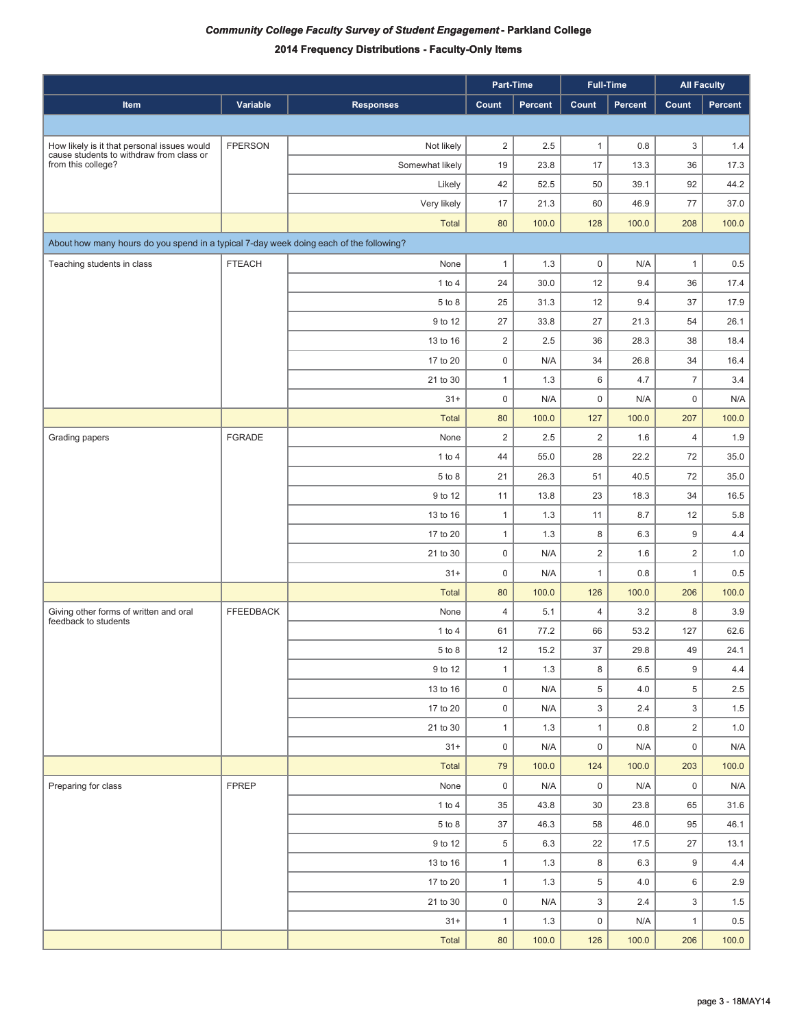**_Community College Faculty Survey of Student Engagement_ - Parkland College**

**2014 Frequency Distributions - Faculty-Only Items**

| | | | Part-Time | | Full-Time | | All Faculty | |
|---|---|---|---|---|---|---|---|---|
| **Item** | **Variable** | **Responses** | **Count** | **Percent** | **Count** | **Percent** | **Count** | **Percent** |
| | | | | | | | | |
| How likely is it that personal issues would cause students to withdraw from class or from this college? | FPERSON | Not likely | 2 | 2.5 | 1 | 0.8 | 3 | 1.4 |
| | | Somewhat likely | 19 | 23.8 | 17 | 13.3 | 36 | 17.3 |
| | | Likely | 42 | 52.5 | 50 | 39.1 | 92 | 44.2 |
| | | Very likely | 17 | 21.3 | 60 | 46.9 | 77 | 37.0 |
| | | Total | 80 | 100.0 | 128 | 100.0 | 208 | 100.0 |
| About how many hours do you spend in a typical 7-day week doing each of the following? | | | | | | | | |
| Teaching students in class | FTEACH | None | 1 | 1.3 | 0 | N/A | 1 | 0.5 |
| | | 1 to 4 | 24 | 30.0 | 12 | 9.4 | 36 | 17.4 |
| | | 5 to 8 | 25 | 31.3 | 12 | 9.4 | 37 | 17.9 |
| | | 9 to 12 | 27 | 33.8 | 27 | 21.3 | 54 | 26.1 |
| | | 13 to 16 | 2 | 2.5 | 36 | 28.3 | 38 | 18.4 |
| | | 17 to 20 | 0 | N/A | 34 | 26.8 | 34 | 16.4 |
| | | 21 to 30 | 1 | 1.3 | 6 | 4.7 | 7 | 3.4 |
| | | 31+ | 0 | N/A | 0 | N/A | 0 | N/A |
| | | Total | 80 | 100.0 | 127 | 100.0 | 207 | 100.0 |
| Grading papers | FGRADE | None | 2 | 2.5 | 2 | 1.6 | 4 | 1.9 |
| | | 1 to 4 | 44 | 55.0 | 28 | 22.2 | 72 | 35.0 |
| | | 5 to 8 | 21 | 26.3 | 51 | 40.5 | 72 | 35.0 |
| | | 9 to 12 | 11 | 13.8 | 23 | 18.3 | 34 | 16.5 |
| | | 13 to 16 | 1 | 1.3 | 11 | 8.7 | 12 | 5.8 |
| | | 17 to 20 | 1 | 1.3 | 8 | 6.3 | 9 | 4.4 |
| | | 21 to 30 | 0 | N/A | 2 | 1.6 | 2 | 1.0 |
| | | 31+ | 0 | N/A | 1 | 0.8 | 1 | 0.5 |
| | | Total | 80 | 100.0 | 126 | 100.0 | 206 | 100.0 |
| Giving other forms of written and oral feedback to students | FFEEDBACK | None | 4 | 5.1 | 4 | 3.2 | 8 | 3.9 |
| | | 1 to 4 | 61 | 77.2 | 66 | 53.2 | 127 | 62.6 |
| | | 5 to 8 | 12 | 15.2 | 37 | 29.8 | 49 | 24.1 |
| | | 9 to 12 | 1 | 1.3 | 8 | 6.5 | 9 | 4.4 |
| | | 13 to 16 | 0 | N/A | 5 | 4.0 | 5 | 2.5 |
| | | 17 to 20 | 0 | N/A | 3 | 2.4 | 3 | 1.5 |
| | | 21 to 30 | 1 | 1.3 | 1 | 0.8 | 2 | 1.0 |
| | | 31+ | 0 | N/A | 0 | N/A | 0 | N/A |
| | | Total | 79 | 100.0 | 124 | 100.0 | 203 | 100.0 |
| Preparing for class | FPREP | None | 0 | N/A | 0 | N/A | 0 | N/A |
| | | 1 to 4 | 35 | 43.8 | 30 | 23.8 | 65 | 31.6 |
| | | 5 to 8 | 37 | 46.3 | 58 | 46.0 | 95 | 46.1 |
| | | 9 to 12 | 5 | 6.3 | 22 | 17.5 | 27 | 13.1 |
| | | 13 to 16 | 1 | 1.3 | 8 | 6.3 | 9 | 4.4 |
| | | 17 to 20 | 1 | 1.3 | 5 | 4.0 | 6 | 2.9 |
| | | 21 to 30 | 0 | N/A | 3 | 2.4 | 3 | 1.5 |
| | | 31+ | 1 | 1.3 | 0 | N/A | 1 | 0.5 |
| | | Total | 80 | 100.0 | 126 | 100.0 | 206 | 100.0 |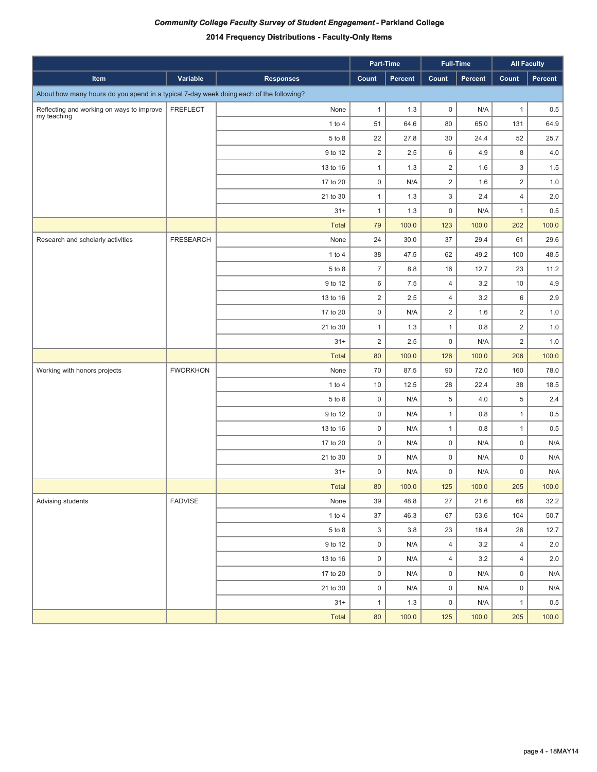***Community College Faculty Survey of Student Engagement* - Parkland College**

**2014 Frequency Distributions - Faculty-Only Items**

| | | | Part-Time | | Full-Time | | All Faculty | |
|---|---|---|---|---|---|---|---|---|
| **Item** | **Variable** | **Responses** | **Count** | **Percent** | **Count** | **Percent** | **Count** | **Percent** |
| About how many hours do you spend in a typical 7-day week doing each of the following? | | | | | | | | |
| Reflecting and working on ways to improve my teaching | FREFLECT | None | 1 | 1.3 | 0 | N/A | 1 | 0.5 |
| | | 1 to 4 | 51 | 64.6 | 80 | 65.0 | 131 | 64.9 |
| | | 5 to 8 | 22 | 27.8 | 30 | 24.4 | 52 | 25.7 |
| | | 9 to 12 | 2 | 2.5 | 6 | 4.9 | 8 | 4.0 |
| | | 13 to 16 | 1 | 1.3 | 2 | 1.6 | 3 | 1.5 |
| | | 17 to 20 | 0 | N/A | 2 | 1.6 | 2 | 1.0 |
| | | 21 to 30 | 1 | 1.3 | 3 | 2.4 | 4 | 2.0 |
| | | 31+ | 1 | 1.3 | 0 | N/A | 1 | 0.5 |
| | | Total | 79 | 100.0 | 123 | 100.0 | 202 | 100.0 |
| Research and scholarly activities | FRESEARCH | None | 24 | 30.0 | 37 | 29.4 | 61 | 29.6 |
| | | 1 to 4 | 38 | 47.5 | 62 | 49.2 | 100 | 48.5 |
| | | 5 to 8 | 7 | 8.8 | 16 | 12.7 | 23 | 11.2 |
| | | 9 to 12 | 6 | 7.5 | 4 | 3.2 | 10 | 4.9 |
| | | 13 to 16 | 2 | 2.5 | 4 | 3.2 | 6 | 2.9 |
| | | 17 to 20 | 0 | N/A | 2 | 1.6 | 2 | 1.0 |
| | | 21 to 30 | 1 | 1.3 | 1 | 0.8 | 2 | 1.0 |
| | | 31+ | 2 | 2.5 | 0 | N/A | 2 | 1.0 |
| | | Total | 80 | 100.0 | 126 | 100.0 | 206 | 100.0 |
| Working with honors projects | FWORKHON | None | 70 | 87.5 | 90 | 72.0 | 160 | 78.0 |
| | | 1 to 4 | 10 | 12.5 | 28 | 22.4 | 38 | 18.5 |
| | | 5 to 8 | 0 | N/A | 5 | 4.0 | 5 | 2.4 |
| | | 9 to 12 | 0 | N/A | 1 | 0.8 | 1 | 0.5 |
| | | 13 to 16 | 0 | N/A | 1 | 0.8 | 1 | 0.5 |
| | | 17 to 20 | 0 | N/A | 0 | N/A | 0 | N/A |
| | | 21 to 30 | 0 | N/A | 0 | N/A | 0 | N/A |
| | | 31+ | 0 | N/A | 0 | N/A | 0 | N/A |
| | | Total | 80 | 100.0 | 125 | 100.0 | 205 | 100.0 |
| Advising students | FADVISE | None | 39 | 48.8 | 27 | 21.6 | 66 | 32.2 |
| | | 1 to 4 | 37 | 46.3 | 67 | 53.6 | 104 | 50.7 |
| | | 5 to 8 | 3 | 3.8 | 23 | 18.4 | 26 | 12.7 |
| | | 9 to 12 | 0 | N/A | 4 | 3.2 | 4 | 2.0 |
| | | 13 to 16 | 0 | N/A | 4 | 3.2 | 4 | 2.0 |
| | | 17 to 20 | 0 | N/A | 0 | N/A | 0 | N/A |
| | | 21 to 30 | 0 | N/A | 0 | N/A | 0 | N/A |
| | | 31+ | 1 | 1.3 | 0 | N/A | 1 | 0.5 |
| | | Total | 80 | 100.0 | 125 | 100.0 | 205 | 100.0 |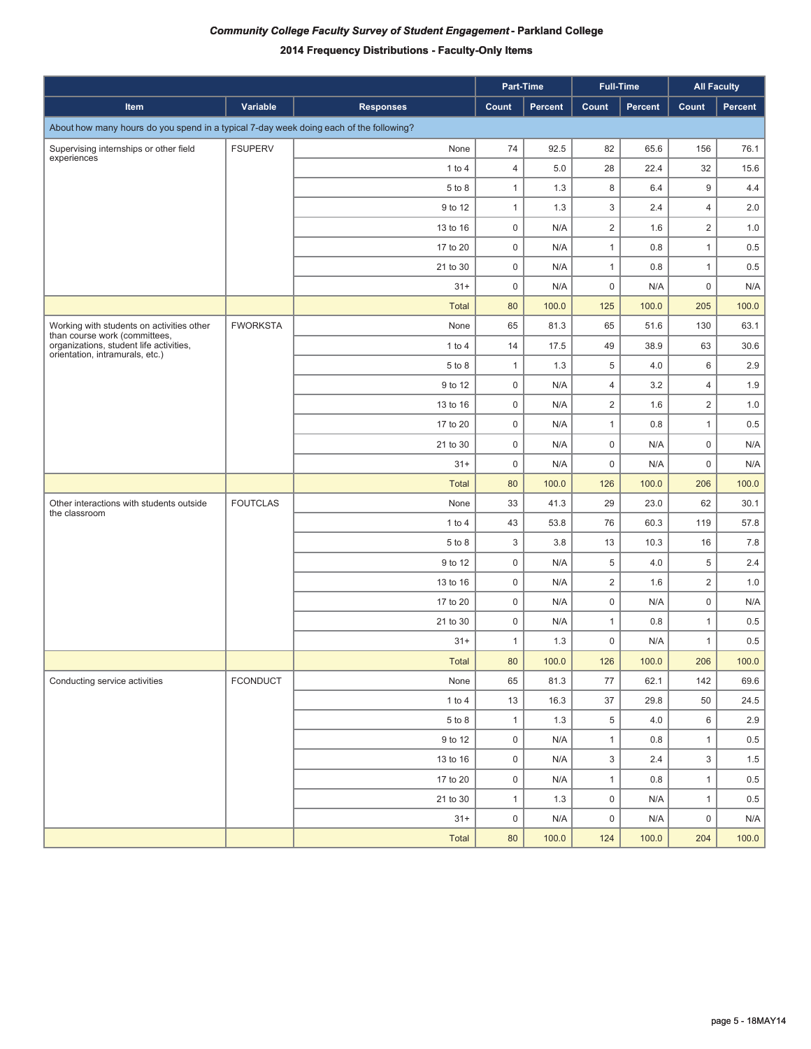*Community College Faculty Survey of Student Engagement* **- Parkland College**

**2014 Frequency Distributions - Faculty-Only Items**

| | | | Part-Time | | Full-Time | | All Faculty | |
|---|---|---|---|---|---|---|---|---|
| **Item** | **Variable** | **Responses** | **Count** | **Percent** | **Count** | **Percent** | **Count** | **Percent** |
| About how many hours do you spend in a typical 7-day week doing each of the following? | | | | | | | | |
| Supervising internships or other field experiences | FSUPERV | None | 74 | 92.5 | 82 | 65.6 | 156 | 76.1 |
| | | 1 to 4 | 4 | 5.0 | 28 | 22.4 | 32 | 15.6 |
| | | 5 to 8 | 1 | 1.3 | 8 | 6.4 | 9 | 4.4 |
| | | 9 to 12 | 1 | 1.3 | 3 | 2.4 | 4 | 2.0 |
| | | 13 to 16 | 0 | N/A | 2 | 1.6 | 2 | 1.0 |
| | | 17 to 20 | 0 | N/A | 1 | 0.8 | 1 | 0.5 |
| | | 21 to 30 | 0 | N/A | 1 | 0.8 | 1 | 0.5 |
| | | 31+ | 0 | N/A | 0 | N/A | 0 | N/A |
| | | Total | 80 | 100.0 | 125 | 100.0 | 205 | 100.0 |
| Working with students on activities other than course work (committees, organizations, student life activities, orientation, intramurals, etc.) | FWORKSTA | None | 65 | 81.3 | 65 | 51.6 | 130 | 63.1 |
| | | 1 to 4 | 14 | 17.5 | 49 | 38.9 | 63 | 30.6 |
| | | 5 to 8 | 1 | 1.3 | 5 | 4.0 | 6 | 2.9 |
| | | 9 to 12 | 0 | N/A | 4 | 3.2 | 4 | 1.9 |
| | | 13 to 16 | 0 | N/A | 2 | 1.6 | 2 | 1.0 |
| | | 17 to 20 | 0 | N/A | 1 | 0.8 | 1 | 0.5 |
| | | 21 to 30 | 0 | N/A | 0 | N/A | 0 | N/A |
| | | 31+ | 0 | N/A | 0 | N/A | 0 | N/A |
| | | Total | 80 | 100.0 | 126 | 100.0 | 206 | 100.0 |
| Other interactions with students outside the classroom | FOUTCLAS | None | 33 | 41.3 | 29 | 23.0 | 62 | 30.1 |
| | | 1 to 4 | 43 | 53.8 | 76 | 60.3 | 119 | 57.8 |
| | | 5 to 8 | 3 | 3.8 | 13 | 10.3 | 16 | 7.8 |
| | | 9 to 12 | 0 | N/A | 5 | 4.0 | 5 | 2.4 |
| | | 13 to 16 | 0 | N/A | 2 | 1.6 | 2 | 1.0 |
| | | 17 to 20 | 0 | N/A | 0 | N/A | 0 | N/A |
| | | 21 to 30 | 0 | N/A | 1 | 0.8 | 1 | 0.5 |
| | | 31+ | 1 | 1.3 | 0 | N/A | 1 | 0.5 |
| | | Total | 80 | 100.0 | 126 | 100.0 | 206 | 100.0 |
| Conducting service activities | FCONDUCT | None | 65 | 81.3 | 77 | 62.1 | 142 | 69.6 |
| | | 1 to 4 | 13 | 16.3 | 37 | 29.8 | 50 | 24.5 |
| | | 5 to 8 | 1 | 1.3 | 5 | 4.0 | 6 | 2.9 |
| | | 9 to 12 | 0 | N/A | 1 | 0.8 | 1 | 0.5 |
| | | 13 to 16 | 0 | N/A | 3 | 2.4 | 3 | 1.5 |
| | | 17 to 20 | 0 | N/A | 1 | 0.8 | 1 | 0.5 |
| | | 21 to 30 | 1 | 1.3 | 0 | N/A | 1 | 0.5 |
| | | 31+ | 0 | N/A | 0 | N/A | 0 | N/A |
| | | Total | 80 | 100.0 | 124 | 100.0 | 204 | 100.0 |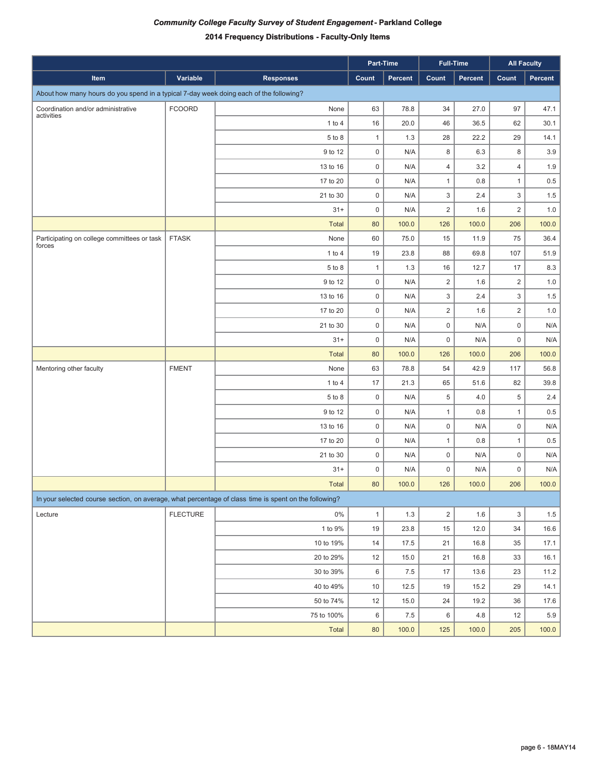*Community College Faculty Survey of Student Engagement* **- Parkland College**

**2014 Frequency Distributions - Faculty-Only Items**

| | | | Part-Time | | Full-Time | | All Faculty | |
|---|---|---|---|---|---|---|---|---|
| **Item** | **Variable** | **Responses** | **Count** | **Percent** | **Count** | **Percent** | **Count** | **Percent** |
| About how many hours do you spend in a typical 7-day week doing each of the following? | | | | | | | | |
| Coordination and/or administrative activities | FCOORD | None | 63 | 78.8 | 34 | 27.0 | 97 | 47.1 |
| | | 1 to 4 | 16 | 20.0 | 46 | 36.5 | 62 | 30.1 |
| | | 5 to 8 | 1 | 1.3 | 28 | 22.2 | 29 | 14.1 |
| | | 9 to 12 | 0 | N/A | 8 | 6.3 | 8 | 3.9 |
| | | 13 to 16 | 0 | N/A | 4 | 3.2 | 4 | 1.9 |
| | | 17 to 20 | 0 | N/A | 1 | 0.8 | 1 | 0.5 |
| | | 21 to 30 | 0 | N/A | 3 | 2.4 | 3 | 1.5 |
| | | 31+ | 0 | N/A | 2 | 1.6 | 2 | 1.0 |
| | | Total | 80 | 100.0 | 126 | 100.0 | 206 | 100.0 |
| Participating on college committees or task forces | FTASK | None | 60 | 75.0 | 15 | 11.9 | 75 | 36.4 |
| | | 1 to 4 | 19 | 23.8 | 88 | 69.8 | 107 | 51.9 |
| | | 5 to 8 | 1 | 1.3 | 16 | 12.7 | 17 | 8.3 |
| | | 9 to 12 | 0 | N/A | 2 | 1.6 | 2 | 1.0 |
| | | 13 to 16 | 0 | N/A | 3 | 2.4 | 3 | 1.5 |
| | | 17 to 20 | 0 | N/A | 2 | 1.6 | 2 | 1.0 |
| | | 21 to 30 | 0 | N/A | 0 | N/A | 0 | N/A |
| | | 31+ | 0 | N/A | 0 | N/A | 0 | N/A |
| | | Total | 80 | 100.0 | 126 | 100.0 | 206 | 100.0 |
| Mentoring other faculty | FMENT | None | 63 | 78.8 | 54 | 42.9 | 117 | 56.8 |
| | | 1 to 4 | 17 | 21.3 | 65 | 51.6 | 82 | 39.8 |
| | | 5 to 8 | 0 | N/A | 5 | 4.0 | 5 | 2.4 |
| | | 9 to 12 | 0 | N/A | 1 | 0.8 | 1 | 0.5 |
| | | 13 to 16 | 0 | N/A | 0 | N/A | 0 | N/A |
| | | 17 to 20 | 0 | N/A | 1 | 0.8 | 1 | 0.5 |
| | | 21 to 30 | 0 | N/A | 0 | N/A | 0 | N/A |
| | | 31+ | 0 | N/A | 0 | N/A | 0 | N/A |
| | | Total | 80 | 100.0 | 126 | 100.0 | 206 | 100.0 |
| In your selected course section, on average, what percentage of class time is spent on the following? | | | | | | | | |
| Lecture | FLECTURE | 0% | 1 | 1.3 | 2 | 1.6 | 3 | 1.5 |
| | | 1 to 9% | 19 | 23.8 | 15 | 12.0 | 34 | 16.6 |
| | | 10 to 19% | 14 | 17.5 | 21 | 16.8 | 35 | 17.1 |
| | | 20 to 29% | 12 | 15.0 | 21 | 16.8 | 33 | 16.1 |
| | | 30 to 39% | 6 | 7.5 | 17 | 13.6 | 23 | 11.2 |
| | | 40 to 49% | 10 | 12.5 | 19 | 15.2 | 29 | 14.1 |
| | | 50 to 74% | 12 | 15.0 | 24 | 19.2 | 36 | 17.6 |
| | | 75 to 100% | 6 | 7.5 | 6 | 4.8 | 12 | 5.9 |
| | | Total | 80 | 100.0 | 125 | 100.0 | 205 | 100.0 |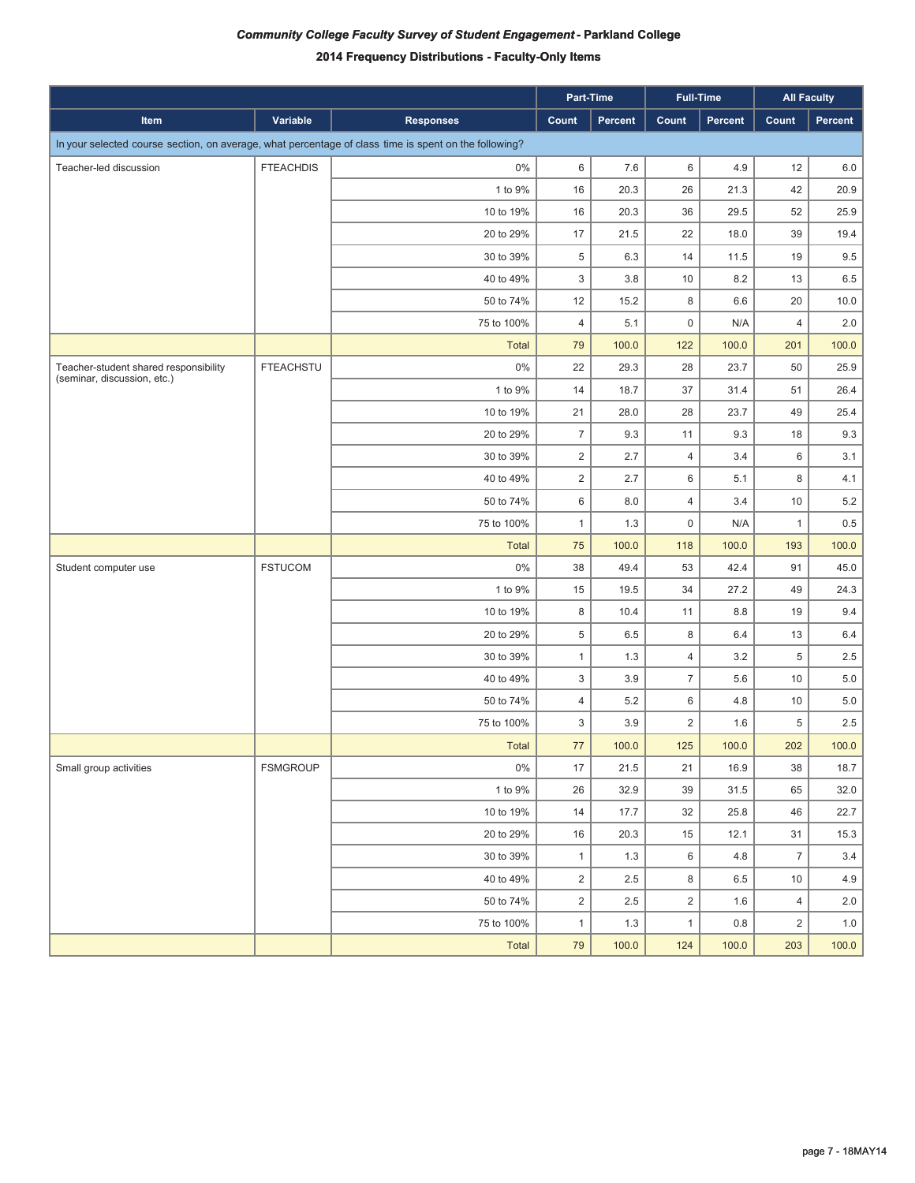***Community College Faculty Survey of Student Engagement* - Parkland College**

**2014 Frequency Distributions - Faculty-Only Items**

| | | | Part-Time | | Full-Time | | All Faculty | |
|---|---|---|---|---|---|---|---|---|
| **Item** | **Variable** | **Responses** | **Count** | **Percent** | **Count** | **Percent** | **Count** | **Percent** |
| In your selected course section, on average, what percentage of class time is spent on the following? | | | | | | | | |
| Teacher-led discussion | FTEACHDIS | 0% | 6 | 7.6 | 6 | 4.9 | 12 | 6.0 |
| | | 1 to 9% | 16 | 20.3 | 26 | 21.3 | 42 | 20.9 |
| | | 10 to 19% | 16 | 20.3 | 36 | 29.5 | 52 | 25.9 |
| | | 20 to 29% | 17 | 21.5 | 22 | 18.0 | 39 | 19.4 |
| | | 30 to 39% | 5 | 6.3 | 14 | 11.5 | 19 | 9.5 |
| | | 40 to 49% | 3 | 3.8 | 10 | 8.2 | 13 | 6.5 |
| | | 50 to 74% | 12 | 15.2 | 8 | 6.6 | 20 | 10.0 |
| | | 75 to 100% | 4 | 5.1 | 0 | N/A | 4 | 2.0 |
| | | Total | 79 | 100.0 | 122 | 100.0 | 201 | 100.0 |
| Teacher-student shared responsibility (seminar, discussion, etc.) | FTEACHSTU | 0% | 22 | 29.3 | 28 | 23.7 | 50 | 25.9 |
| | | 1 to 9% | 14 | 18.7 | 37 | 31.4 | 51 | 26.4 |
| | | 10 to 19% | 21 | 28.0 | 28 | 23.7 | 49 | 25.4 |
| | | 20 to 29% | 7 | 9.3 | 11 | 9.3 | 18 | 9.3 |
| | | 30 to 39% | 2 | 2.7 | 4 | 3.4 | 6 | 3.1 |
| | | 40 to 49% | 2 | 2.7 | 6 | 5.1 | 8 | 4.1 |
| | | 50 to 74% | 6 | 8.0 | 4 | 3.4 | 10 | 5.2 |
| | | 75 to 100% | 1 | 1.3 | 0 | N/A | 1 | 0.5 |
| | | Total | 75 | 100.0 | 118 | 100.0 | 193 | 100.0 |
| Student computer use | FSTUCOM | 0% | 38 | 49.4 | 53 | 42.4 | 91 | 45.0 |
| | | 1 to 9% | 15 | 19.5 | 34 | 27.2 | 49 | 24.3 |
| | | 10 to 19% | 8 | 10.4 | 11 | 8.8 | 19 | 9.4 |
| | | 20 to 29% | 5 | 6.5 | 8 | 6.4 | 13 | 6.4 |
| | | 30 to 39% | 1 | 1.3 | 4 | 3.2 | 5 | 2.5 |
| | | 40 to 49% | 3 | 3.9 | 7 | 5.6 | 10 | 5.0 |
| | | 50 to 74% | 4 | 5.2 | 6 | 4.8 | 10 | 5.0 |
| | | 75 to 100% | 3 | 3.9 | 2 | 1.6 | 5 | 2.5 |
| | | Total | 77 | 100.0 | 125 | 100.0 | 202 | 100.0 |
| Small group activities | FSMGROUP | 0% | 17 | 21.5 | 21 | 16.9 | 38 | 18.7 |
| | | 1 to 9% | 26 | 32.9 | 39 | 31.5 | 65 | 32.0 |
| | | 10 to 19% | 14 | 17.7 | 32 | 25.8 | 46 | 22.7 |
| | | 20 to 29% | 16 | 20.3 | 15 | 12.1 | 31 | 15.3 |
| | | 30 to 39% | 1 | 1.3 | 6 | 4.8 | 7 | 3.4 |
| | | 40 to 49% | 2 | 2.5 | 8 | 6.5 | 10 | 4.9 |
| | | 50 to 74% | 2 | 2.5 | 2 | 1.6 | 4 | 2.0 |
| | | 75 to 100% | 1 | 1.3 | 1 | 0.8 | 2 | 1.0 |
| | | Total | 79 | 100.0 | 124 | 100.0 | 203 | 100.0 |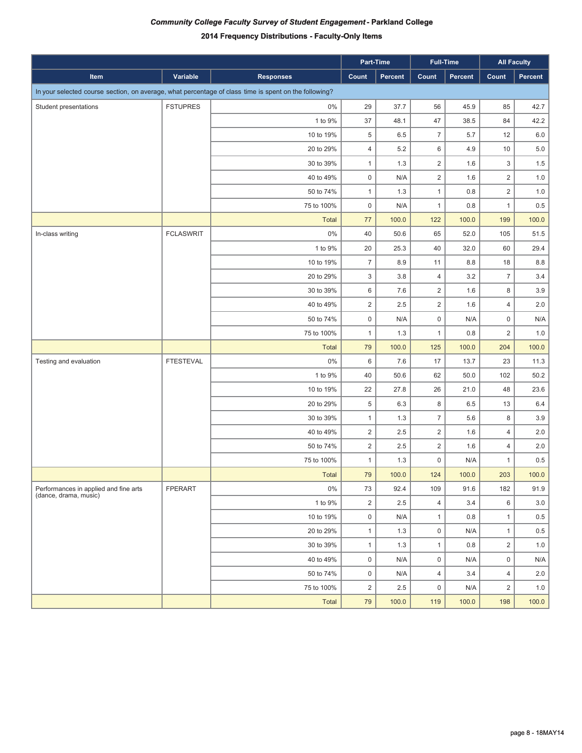# *Community College Faculty Survey of Student Engagement* - Parkland College

## 2014 Frequency Distributions - Faculty-Only Items

| | | | Part-Time | | Full-Time | | All Faculty | |
|---|---|---|---|---|---|---|---|---|
| **Item** | **Variable** | **Responses** | **Count** | **Percent** | **Count** | **Percent** | **Count** | **Percent** |
| In your selected course section, on average, what percentage of class time is spent on the following? | | | | | | | | |
| Student presentations | FSTUPRES | 0% | 29 | 37.7 | 56 | 45.9 | 85 | 42.7 |
| | | 1 to 9% | 37 | 48.1 | 47 | 38.5 | 84 | 42.2 |
| | | 10 to 19% | 5 | 6.5 | 7 | 5.7 | 12 | 6.0 |
| | | 20 to 29% | 4 | 5.2 | 6 | 4.9 | 10 | 5.0 |
| | | 30 to 39% | 1 | 1.3 | 2 | 1.6 | 3 | 1.5 |
| | | 40 to 49% | 0 | N/A | 2 | 1.6 | 2 | 1.0 |
| | | 50 to 74% | 1 | 1.3 | 1 | 0.8 | 2 | 1.0 |
| | | 75 to 100% | 0 | N/A | 1 | 0.8 | 1 | 0.5 |
| | | Total | 77 | 100.0 | 122 | 100.0 | 199 | 100.0 |
| In-class writing | FCLASWRIT | 0% | 40 | 50.6 | 65 | 52.0 | 105 | 51.5 |
| | | 1 to 9% | 20 | 25.3 | 40 | 32.0 | 60 | 29.4 |
| | | 10 to 19% | 7 | 8.9 | 11 | 8.8 | 18 | 8.8 |
| | | 20 to 29% | 3 | 3.8 | 4 | 3.2 | 7 | 3.4 |
| | | 30 to 39% | 6 | 7.6 | 2 | 1.6 | 8 | 3.9 |
| | | 40 to 49% | 2 | 2.5 | 2 | 1.6 | 4 | 2.0 |
| | | 50 to 74% | 0 | N/A | 0 | N/A | 0 | N/A |
| | | 75 to 100% | 1 | 1.3 | 1 | 0.8 | 2 | 1.0 |
| | | Total | 79 | 100.0 | 125 | 100.0 | 204 | 100.0 |
| Testing and evaluation | FTESTEVAL | 0% | 6 | 7.6 | 17 | 13.7 | 23 | 11.3 |
| | | 1 to 9% | 40 | 50.6 | 62 | 50.0 | 102 | 50.2 |
| | | 10 to 19% | 22 | 27.8 | 26 | 21.0 | 48 | 23.6 |
| | | 20 to 29% | 5 | 6.3 | 8 | 6.5 | 13 | 6.4 |
| | | 30 to 39% | 1 | 1.3 | 7 | 5.6 | 8 | 3.9 |
| | | 40 to 49% | 2 | 2.5 | 2 | 1.6 | 4 | 2.0 |
| | | 50 to 74% | 2 | 2.5 | 2 | 1.6 | 4 | 2.0 |
| | | 75 to 100% | 1 | 1.3 | 0 | N/A | 1 | 0.5 |
| | | Total | 79 | 100.0 | 124 | 100.0 | 203 | 100.0 |
| Performances in applied and fine arts (dance, drama, music) | FPERART | 0% | 73 | 92.4 | 109 | 91.6 | 182 | 91.9 |
| | | 1 to 9% | 2 | 2.5 | 4 | 3.4 | 6 | 3.0 |
| | | 10 to 19% | 0 | N/A | 1 | 0.8 | 1 | 0.5 |
| | | 20 to 29% | 1 | 1.3 | 0 | N/A | 1 | 0.5 |
| | | 30 to 39% | 1 | 1.3 | 1 | 0.8 | 2 | 1.0 |
| | | 40 to 49% | 0 | N/A | 0 | N/A | 0 | N/A |
| | | 50 to 74% | 0 | N/A | 4 | 3.4 | 4 | 2.0 |
| | | 75 to 100% | 2 | 2.5 | 0 | N/A | 2 | 1.0 |
| | | Total | 79 | 100.0 | 119 | 100.0 | 198 | 100.0 |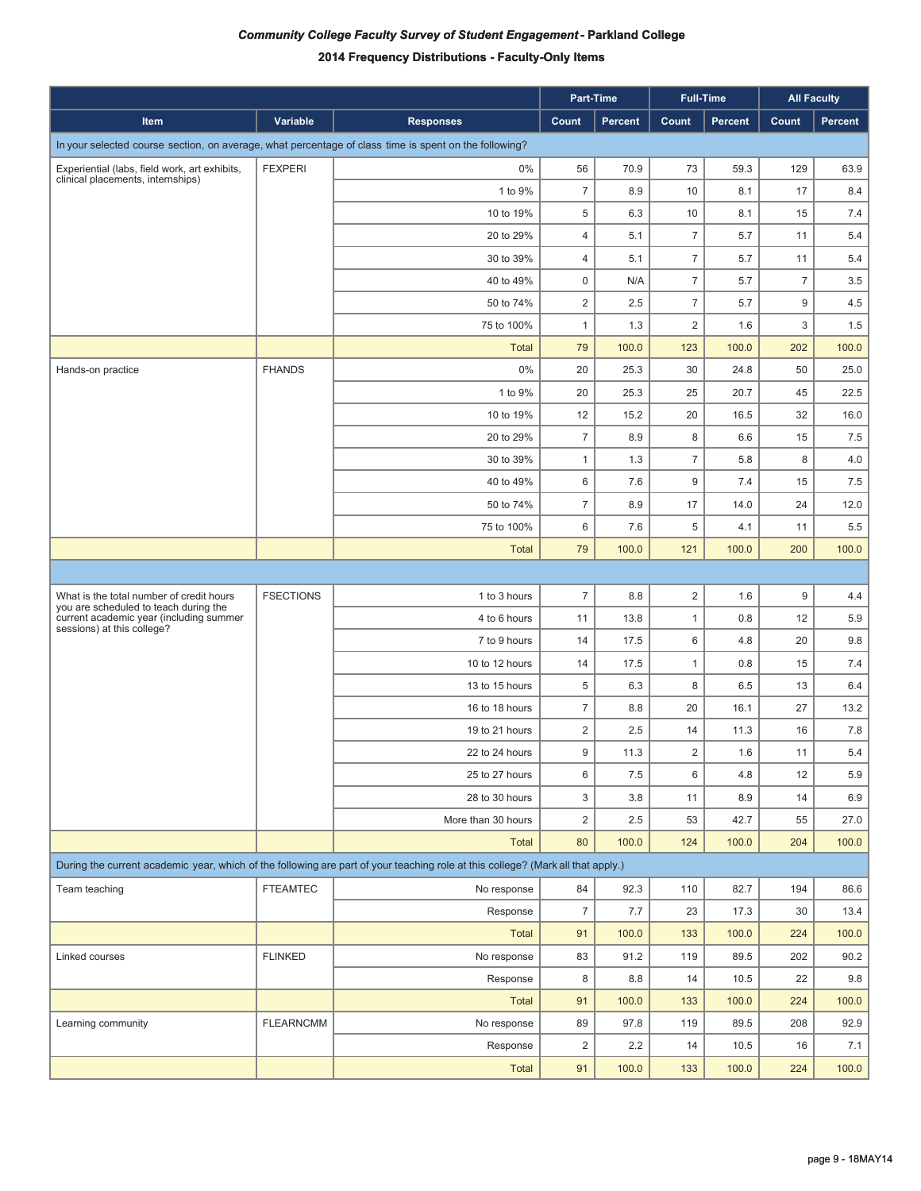***Community College Faculty Survey of Student Engagement* - Parkland College**

**2014 Frequency Distributions - Faculty-Only Items**

| Item | Variable | Responses | Part-Time Count | Part-Time Percent | Full-Time Count | Full-Time Percent | All Faculty Count | All Faculty Percent |
|---|---|---|---|---|---|---|---|---|
| In your selected course section, on average, what percentage of class time is spent on the following? | | | | | | | | |
| Experiential (labs, field work, art exhibits, clinical placements, internships) | FEXPERI | 0% | 56 | 70.9 | 73 | 59.3 | 129 | 63.9 |
| | | 1 to 9% | 7 | 8.9 | 10 | 8.1 | 17 | 8.4 |
| | | 10 to 19% | 5 | 6.3 | 10 | 8.1 | 15 | 7.4 |
| | | 20 to 29% | 4 | 5.1 | 7 | 5.7 | 11 | 5.4 |
| | | 30 to 39% | 4 | 5.1 | 7 | 5.7 | 11 | 5.4 |
| | | 40 to 49% | 0 | N/A | 7 | 5.7 | 7 | 3.5 |
| | | 50 to 74% | 2 | 2.5 | 7 | 5.7 | 9 | 4.5 |
| | | 75 to 100% | 1 | 1.3 | 2 | 1.6 | 3 | 1.5 |
| | | Total | 79 | 100.0 | 123 | 100.0 | 202 | 100.0 |
| Hands-on practice | FHANDS | 0% | 20 | 25.3 | 30 | 24.8 | 50 | 25.0 |
| | | 1 to 9% | 20 | 25.3 | 25 | 20.7 | 45 | 22.5 |
| | | 10 to 19% | 12 | 15.2 | 20 | 16.5 | 32 | 16.0 |
| | | 20 to 29% | 7 | 8.9 | 8 | 6.6 | 15 | 7.5 |
| | | 30 to 39% | 1 | 1.3 | 7 | 5.8 | 8 | 4.0 |
| | | 40 to 49% | 6 | 7.6 | 9 | 7.4 | 15 | 7.5 |
| | | 50 to 74% | 7 | 8.9 | 17 | 14.0 | 24 | 12.0 |
| | | 75 to 100% | 6 | 7.6 | 5 | 4.1 | 11 | 5.5 |
| | | Total | 79 | 100.0 | 121 | 100.0 | 200 | 100.0 |
| | | | | | | | | |
| What is the total number of credit hours you are scheduled to teach during the current academic year (including summer sessions) at this college? | FSECTIONS | 1 to 3 hours | 7 | 8.8 | 2 | 1.6 | 9 | 4.4 |
| | | 4 to 6 hours | 11 | 13.8 | 1 | 0.8 | 12 | 5.9 |
| | | 7 to 9 hours | 14 | 17.5 | 6 | 4.8 | 20 | 9.8 |
| | | 10 to 12 hours | 14 | 17.5 | 1 | 0.8 | 15 | 7.4 |
| | | 13 to 15 hours | 5 | 6.3 | 8 | 6.5 | 13 | 6.4 |
| | | 16 to 18 hours | 7 | 8.8 | 20 | 16.1 | 27 | 13.2 |
| | | 19 to 21 hours | 2 | 2.5 | 14 | 11.3 | 16 | 7.8 |
| | | 22 to 24 hours | 9 | 11.3 | 2 | 1.6 | 11 | 5.4 |
| | | 25 to 27 hours | 6 | 7.5 | 6 | 4.8 | 12 | 5.9 |
| | | 28 to 30 hours | 3 | 3.8 | 11 | 8.9 | 14 | 6.9 |
| | | More than 30 hours | 2 | 2.5 | 53 | 42.7 | 55 | 27.0 |
| | | Total | 80 | 100.0 | 124 | 100.0 | 204 | 100.0 |
| During the current academic year, which of the following are part of your teaching role at this college? (Mark all that apply.) | | | | | | | | |
| Team teaching | FTEAMTEC | No response | 84 | 92.3 | 110 | 82.7 | 194 | 86.6 |
| | | Response | 7 | 7.7 | 23 | 17.3 | 30 | 13.4 |
| | | Total | 91 | 100.0 | 133 | 100.0 | 224 | 100.0 |
| Linked courses | FLINKED | No response | 83 | 91.2 | 119 | 89.5 | 202 | 90.2 |
| | | Response | 8 | 8.8 | 14 | 10.5 | 22 | 9.8 |
| | | Total | 91 | 100.0 | 133 | 100.0 | 224 | 100.0 |
| Learning community | FLEARNCMM | No response | 89 | 97.8 | 119 | 89.5 | 208 | 92.9 |
| | | Response | 2 | 2.2 | 14 | 10.5 | 16 | 7.1 |
| | | Total | 91 | 100.0 | 133 | 100.0 | 224 | 100.0 |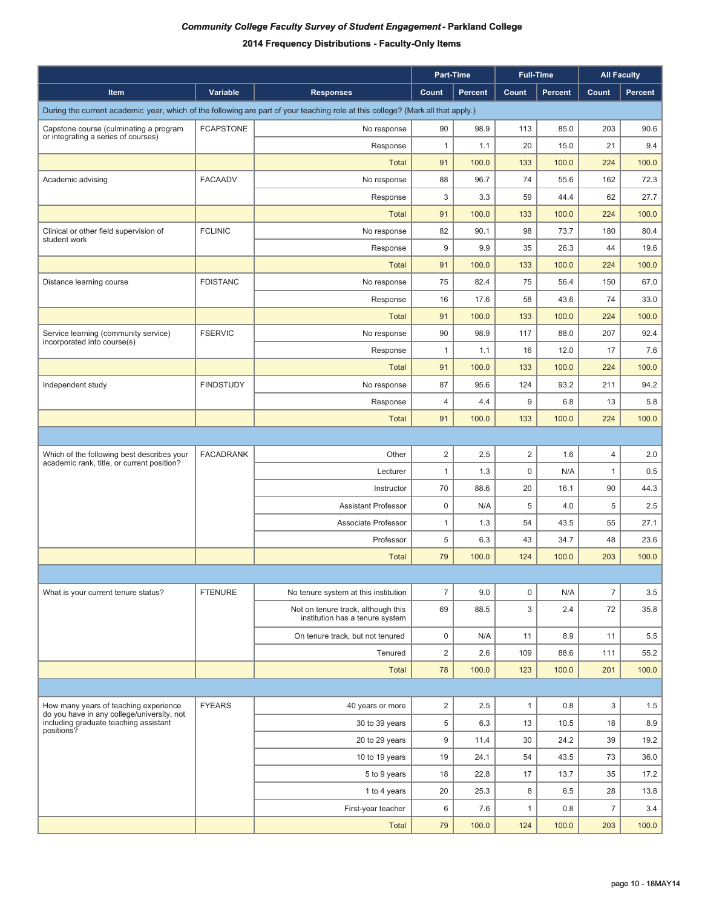***Community College Faculty Survey of Student Engagement* - Parkland College**

**2014 Frequency Distributions - Faculty-Only Items**

| | | | Part-Time | | Full-Time | | All Faculty | |
|---|---|---|---|---|---|---|---|---|
| **Item** | **Variable** | **Responses** | **Count** | **Percent** | **Count** | **Percent** | **Count** | **Percent** |
| During the current academic year, which of the following are part of your teaching role at this college? (Mark all that apply.) | | | | | | | | |
| Capstone course (culminating a program or integrating a series of courses) | FCAPSTONE | No response | 90 | 98.9 | 113 | 85.0 | 203 | 90.6 |
| | | Response | 1 | 1.1 | 20 | 15.0 | 21 | 9.4 |
| | | Total | 91 | 100.0 | 133 | 100.0 | 224 | 100.0 |
| Academic advising | FACAADV | No response | 88 | 96.7 | 74 | 55.6 | 162 | 72.3 |
| | | Response | 3 | 3.3 | 59 | 44.4 | 62 | 27.7 |
| | | Total | 91 | 100.0 | 133 | 100.0 | 224 | 100.0 |
| Clinical or other field supervision of student work | FCLINIC | No response | 82 | 90.1 | 98 | 73.7 | 180 | 80.4 |
| | | Response | 9 | 9.9 | 35 | 26.3 | 44 | 19.6 |
| | | Total | 91 | 100.0 | 133 | 100.0 | 224 | 100.0 |
| Distance learning course | FDISTANC | No response | 75 | 82.4 | 75 | 56.4 | 150 | 67.0 |
| | | Response | 16 | 17.6 | 58 | 43.6 | 74 | 33.0 |
| | | Total | 91 | 100.0 | 133 | 100.0 | 224 | 100.0 |
| Service learning (community service) incorporated into course(s) | FSERVIC | No response | 90 | 98.9 | 117 | 88.0 | 207 | 92.4 |
| | | Response | 1 | 1.1 | 16 | 12.0 | 17 | 7.6 |
| | | Total | 91 | 100.0 | 133 | 100.0 | 224 | 100.0 |
| Independent study | FINDSTUDY | No response | 87 | 95.6 | 124 | 93.2 | 211 | 94.2 |
| | | Response | 4 | 4.4 | 9 | 6.8 | 13 | 5.8 |
| | | Total | 91 | 100.0 | 133 | 100.0 | 224 | 100.0 |
| Which of the following best describes your academic rank, title, or current position? | FACADRANK | Other | 2 | 2.5 | 2 | 1.6 | 4 | 2.0 |
| | | Lecturer | 1 | 1.3 | 0 | N/A | 1 | 0.5 |
| | | Instructor | 70 | 88.6 | 20 | 16.1 | 90 | 44.3 |
| | | Assistant Professor | 0 | N/A | 5 | 4.0 | 5 | 2.5 |
| | | Associate Professor | 1 | 1.3 | 54 | 43.5 | 55 | 27.1 |
| | | Professor | 5 | 6.3 | 43 | 34.7 | 48 | 23.6 |
| | | Total | 79 | 100.0 | 124 | 100.0 | 203 | 100.0 |
| What is your current tenure status? | FTENURE | No tenure system at this institution | 7 | 9.0 | 0 | N/A | 7 | 3.5 |
| | | Not on tenure track, although this institution has a tenure system | 69 | 88.5 | 3 | 2.4 | 72 | 35.8 |
| | | On tenure track, but not tenured | 0 | N/A | 11 | 8.9 | 11 | 5.5 |
| | | Tenured | 2 | 2.6 | 109 | 88.6 | 111 | 55.2 |
| | | Total | 78 | 100.0 | 123 | 100.0 | 201 | 100.0 |
| How many years of teaching experience do you have in any college/university, not including graduate teaching assistant positions? | FYEARS | 40 years or more | 2 | 2.5 | 1 | 0.8 | 3 | 1.5 |
| | | 30 to 39 years | 5 | 6.3 | 13 | 10.5 | 18 | 8.9 |
| | | 20 to 29 years | 9 | 11.4 | 30 | 24.2 | 39 | 19.2 |
| | | 10 to 19 years | 19 | 24.1 | 54 | 43.5 | 73 | 36.0 |
| | | 5 to 9 years | 18 | 22.8 | 17 | 13.7 | 35 | 17.2 |
| | | 1 to 4 years | 20 | 25.3 | 8 | 6.5 | 28 | 13.8 |
| | | First-year teacher | 6 | 7.6 | 1 | 0.8 | 7 | 3.4 |
| | | Total | 79 | 100.0 | 124 | 100.0 | 203 | 100.0 |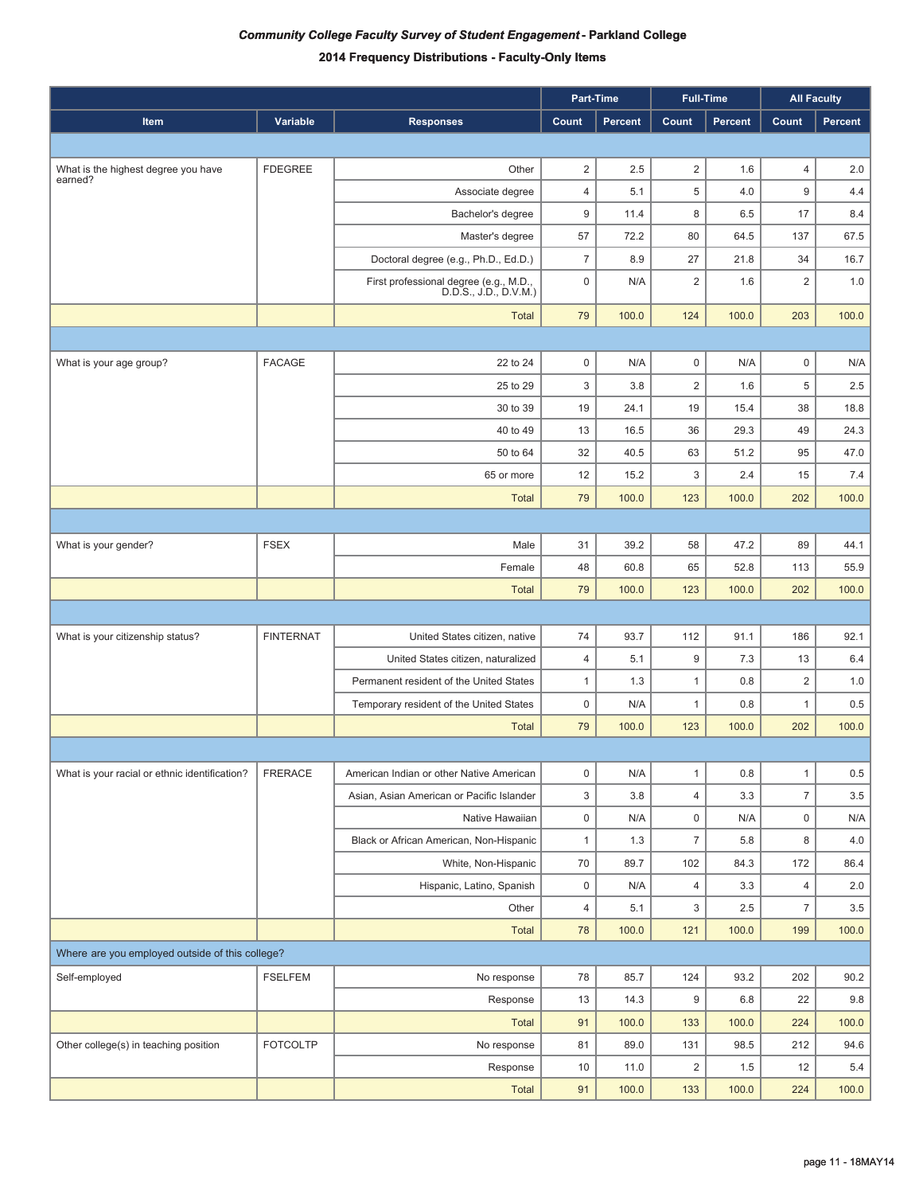***Community College Faculty Survey of Student Engagement* - Parkland College**

**2014 Frequency Distributions - Faculty-Only Items**

| Item | Variable | Responses | Part-Time Count | Part-Time Percent | Full-Time Count | Full-Time Percent | All Faculty Count | All Faculty Percent |
|---|---|---|---|---|---|---|---|---|
| What is the highest degree you have earned? | FDEGREE | Other | 2 | 2.5 | 2 | 1.6 | 4 | 2.0 |
| | | Associate degree | 4 | 5.1 | 5 | 4.0 | 9 | 4.4 |
| | | Bachelor's degree | 9 | 11.4 | 8 | 6.5 | 17 | 8.4 |
| | | Master's degree | 57 | 72.2 | 80 | 64.5 | 137 | 67.5 |
| | | Doctoral degree (e.g., Ph.D., Ed.D.) | 7 | 8.9 | 27 | 21.8 | 34 | 16.7 |
| | | First professional degree (e.g., M.D., D.D.S., J.D., D.V.M.) | 0 | N/A | 2 | 1.6 | 2 | 1.0 |
| | | Total | 79 | 100.0 | 124 | 100.0 | 203 | 100.0 |
| What is your age group? | FACAGE | 22 to 24 | 0 | N/A | 0 | N/A | 0 | N/A |
| | | 25 to 29 | 3 | 3.8 | 2 | 1.6 | 5 | 2.5 |
| | | 30 to 39 | 19 | 24.1 | 19 | 15.4 | 38 | 18.8 |
| | | 40 to 49 | 13 | 16.5 | 36 | 29.3 | 49 | 24.3 |
| | | 50 to 64 | 32 | 40.5 | 63 | 51.2 | 95 | 47.0 |
| | | 65 or more | 12 | 15.2 | 3 | 2.4 | 15 | 7.4 |
| | | Total | 79 | 100.0 | 123 | 100.0 | 202 | 100.0 |
| What is your gender? | FSEX | Male | 31 | 39.2 | 58 | 47.2 | 89 | 44.1 |
| | | Female | 48 | 60.8 | 65 | 52.8 | 113 | 55.9 |
| | | Total | 79 | 100.0 | 123 | 100.0 | 202 | 100.0 |
| What is your citizenship status? | FINTERNAT | United States citizen, native | 74 | 93.7 | 112 | 91.1 | 186 | 92.1 |
| | | United States citizen, naturalized | 4 | 5.1 | 9 | 7.3 | 13 | 6.4 |
| | | Permanent resident of the United States | 1 | 1.3 | 1 | 0.8 | 2 | 1.0 |
| | | Temporary resident of the United States | 0 | N/A | 1 | 0.8 | 1 | 0.5 |
| | | Total | 79 | 100.0 | 123 | 100.0 | 202 | 100.0 |
| What is your racial or ethnic identification? | FRERACE | American Indian or other Native American | 0 | N/A | 1 | 0.8 | 1 | 0.5 |
| | | Asian, Asian American or Pacific Islander | 3 | 3.8 | 4 | 3.3 | 7 | 3.5 |
| | | Native Hawaiian | 0 | N/A | 0 | N/A | 0 | N/A |
| | | Black or African American, Non-Hispanic | 1 | 1.3 | 7 | 5.8 | 8 | 4.0 |
| | | White, Non-Hispanic | 70 | 89.7 | 102 | 84.3 | 172 | 86.4 |
| | | Hispanic, Latino, Spanish | 0 | N/A | 4 | 3.3 | 4 | 2.0 |
| | | Other | 4 | 5.1 | 3 | 2.5 | 7 | 3.5 |
| | | Total | 78 | 100.0 | 121 | 100.0 | 199 | 100.0 |
| Where are you employed outside of this college? | | | | | | | | |
| Self-employed | FSELFEM | No response | 78 | 85.7 | 124 | 93.2 | 202 | 90.2 |
| | | Response | 13 | 14.3 | 9 | 6.8 | 22 | 9.8 |
| | | Total | 91 | 100.0 | 133 | 100.0 | 224 | 100.0 |
| Other college(s) in teaching position | FOTCOLTP | No response | 81 | 89.0 | 131 | 98.5 | 212 | 94.6 |
| | | Response | 10 | 11.0 | 2 | 1.5 | 12 | 5.4 |
| | | Total | 91 | 100.0 | 133 | 100.0 | 224 | 100.0 |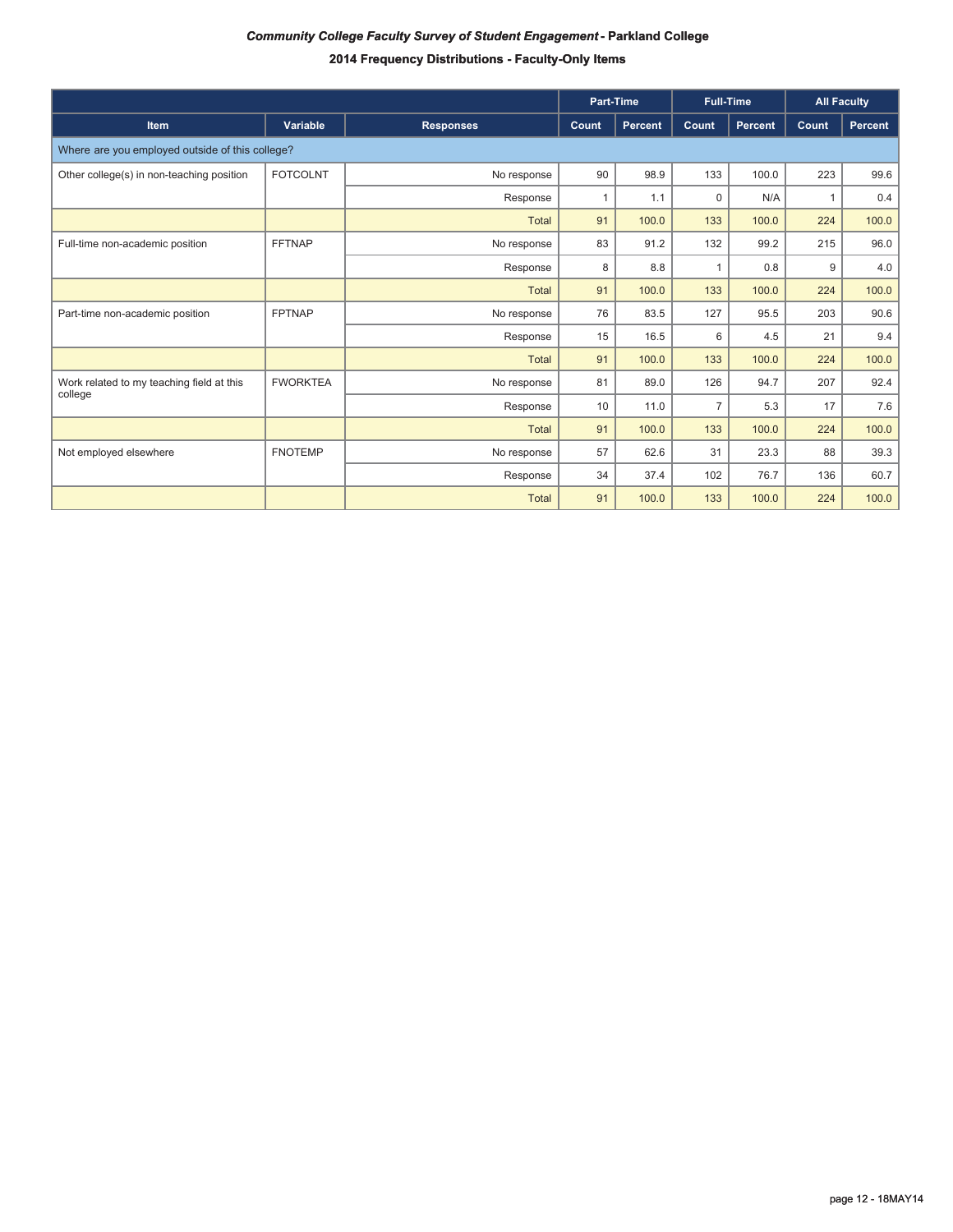***Community College Faculty Survey of Student Engagement* - Parkland College**

**2014 Frequency Distributions - Faculty-Only Items**

| | | | Part-Time | | Full-Time | | All Faculty | |
|---|---|---|---|---|---|---|---|---|
| **Item** | **Variable** | **Responses** | **Count** | **Percent** | **Count** | **Percent** | **Count** | **Percent** |
| Where are you employed outside of this college? | | | | | | | | |
| Other college(s) in non-teaching position | FOTCOLNT | No response | 90 | 98.9 | 133 | 100.0 | 223 | 99.6 |
| | | Response | 1 | 1.1 | 0 | N/A | 1 | 0.4 |
| | | Total | 91 | 100.0 | 133 | 100.0 | 224 | 100.0 |
| Full-time non-academic position | FFTNAP | No response | 83 | 91.2 | 132 | 99.2 | 215 | 96.0 |
| | | Response | 8 | 8.8 | 1 | 0.8 | 9 | 4.0 |
| | | Total | 91 | 100.0 | 133 | 100.0 | 224 | 100.0 |
| Part-time non-academic position | FPTNAP | No response | 76 | 83.5 | 127 | 95.5 | 203 | 90.6 |
| | | Response | 15 | 16.5 | 6 | 4.5 | 21 | 9.4 |
| | | Total | 91 | 100.0 | 133 | 100.0 | 224 | 100.0 |
| Work related to my teaching field at this college | FWORKTEA | No response | 81 | 89.0 | 126 | 94.7 | 207 | 92.4 |
| | | Response | 10 | 11.0 | 7 | 5.3 | 17 | 7.6 |
| | | Total | 91 | 100.0 | 133 | 100.0 | 224 | 100.0 |
| Not employed elsewhere | FNOTEMP | No response | 57 | 62.6 | 31 | 23.3 | 88 | 39.3 |
| | | Response | 34 | 37.4 | 102 | 76.7 | 136 | 60.7 |
| | | Total | 91 | 100.0 | 133 | 100.0 | 224 | 100.0 |